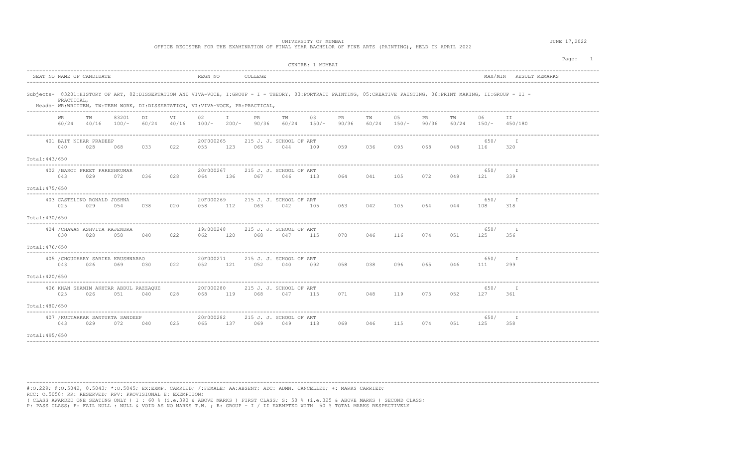UNIVERSITY OF MUMBAI

OFFICE REGISTER FOR THE EXAMINATION OF FINAL YEAR BACHELOR OF FINE ARTS (PAINTING), HELD IN APRIL 2022

JUNE 17,2022

CENTRE: 1 MUMBAI

| SEAT_NO | NAME OF CANDIDATE | REGN_NO | COLLEGE | MAX/MIN | RESULT | REMARKS |
|---|---|---|---|---|---|---|

Subjects- 83201:HISTORY OF ART, 02:DISSERTATION AND VIVA-VOCE, I:GROUP - I - THEORY, 03:PORTRAIT PAINTING, 05:CREATIVE PAINTING, 06:PRINT MAKING, II:GROUP - II - PRACTICAL,

Heads- WR:WRITTEN, TW:TERM WORK, DI:DISSERTATION, VI:VIVA-VOCE, PR:PRACTICAL,

| WR 60/24 | TW 40/16 | 83201 100/- | DI 60/24 | VI 40/16 | 02 100/- | I 200/- | PR 90/36 | TW 60/24 | 03 150/- | PR 90/36 | TW 60/24 | 05 150/- | PR 90/36 | TW 60/24 | 06 150/- | II 450/180 |
|---|---|---|---|---|---|---|---|---|---|---|---|---|---|---|---|---|

| Seat No | Name of Candidate | Regn No | College | WR | TW | 83201 | DI | VI | 02 | I | PR | TW | 03 | PR | TW | 05 | PR | TW | 06 | II | Max/Min | Result | Total |
|---|---|---|---|---|---|---|---|---|---|---|---|---|---|---|---|---|---|---|---|---|---|---|---|
| 401 | BAIT NIHAR PRADEEP | 20F000265 | 215 J. J. SCHOOL OF ART | 040 | 028 | 068 | 033 | 022 | 055 | 123 | 065 | 044 | 109 | 059 | 036 | 095 | 068 | 048 | 116 | 320 | 650/ | I | 443/650 |
| 402 | /BAROT PREET PARESHKUMAR | 20F000267 | 215 J. J. SCHOOL OF ART | 043 | 029 | 072 | 036 | 028 | 064 | 136 | 067 | 046 | 113 | 064 | 041 | 105 | 072 | 049 | 121 | 339 | 650/ | I | 475/650 |
| 403 | CASTELINO RONALD JOSHNA | 20F000269 | 215 J. J. SCHOOL OF ART | 025 | 029 | 054 | 038 | 020 | 058 | 112 | 063 | 042 | 105 | 063 | 042 | 105 | 064 | 044 | 108 | 318 | 650/ | I | 430/650 |
| 404 | /CHAWAN ASHVITA RAJENDRA | 19F000248 | 215 J. J. SCHOOL OF ART | 030 | 028 | 058 | 040 | 022 | 062 | 120 | 068 | 047 | 115 | 070 | 046 | 116 | 074 | 051 | 125 | 356 | 650/ | I | 476/650 |
| 405 | /CHOUDHARY SARIKA KRUSHNARAO | 20F000271 | 215 J. J. SCHOOL OF ART | 043 | 026 | 069 | 030 | 022 | 052 | 121 | 052 | 040 | 092 | 058 | 038 | 096 | 065 | 046 | 111 | 299 | 650/ | I | 420/650 |
| 406 | KHAN SHAMIM AKHTAR ABDUL RAZZAQUE | 20F000280 | 215 J. J. SCHOOL OF ART | 025 | 026 | 051 | 040 | 028 | 068 | 119 | 068 | 047 | 115 | 071 | 048 | 119 | 075 | 052 | 127 | 361 | 650/ | I | 480/650 |
| 407 | /KUDTARKAR SANYUKTA SANDEEP | 20F000282 | 215 J. J. SCHOOL OF ART | 043 | 029 | 072 | 040 | 025 | 065 | 137 | 069 | 049 | 118 | 069 | 046 | 115 | 074 | 051 | 125 | 358 | 650/ | I | 495/650 |

#:O.229; @:O.5042, 0.5043; *:O.5045; EX:EXMP. CARRIED; /:FEMALE; AA:ABSENT; ADC: ADMN. CANCELLED; +: MARKS CARRIED;
RCC: O.5050; RR: RESERVED; RPV: PROVISIONAL E: EXEMPTION;
( CLASS AWARDED ONE SEATING ONLY ) I : 60 % (i.e.390 & ABOVE MARKS ) FIRST CLASS; S: 50 % (i.e.325 & ABOVE MARKS ) SECOND CLASS;
P: PASS CLASS; F: FAIL NULL : NULL & VOID AS NO MARKS T.W. ; E: GROUP - I / II EXEMPTED WITH 50 % TOTAL MARKS RESPECTIVELY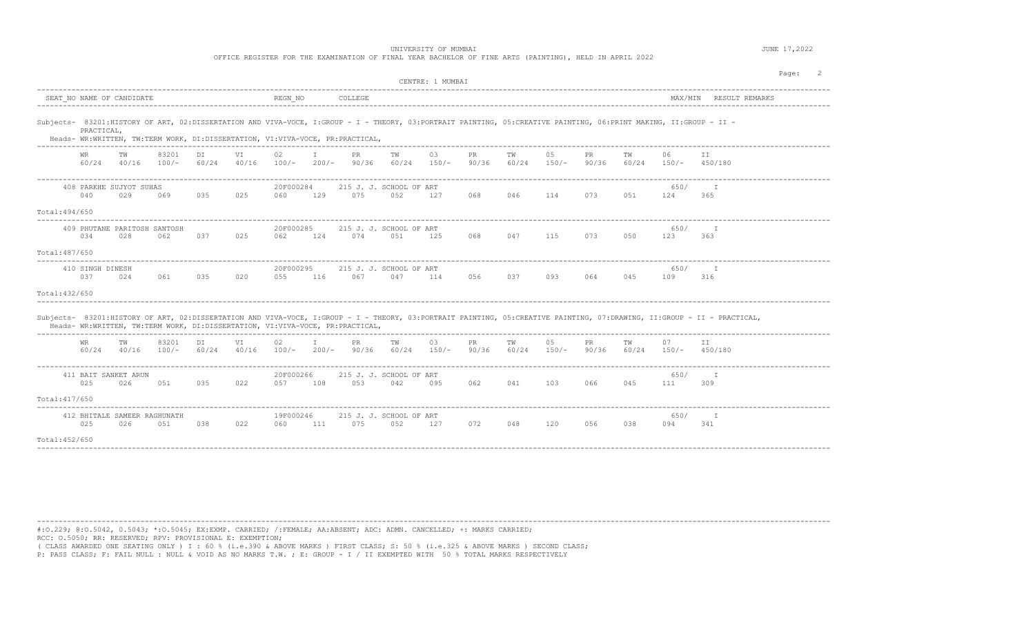UNIVERSITY OF MUMBAI

OFFICE REGISTER FOR THE EXAMINATION OF FINAL YEAR BACHELOR OF FINE ARTS (PAINTING), HELD IN APRIL 2022

JUNE 17,2022

CENTRE: 1 MUMBAI

| SEAT_NO | NAME OF CANDIDATE | REGN_NO | COLLEGE | MAX/MIN | RESULT | REMARKS |
|---|---|---|---|---|---|---|

Subjects- 83201:HISTORY OF ART, 02:DISSERTATION AND VIVA-VOCE, I:GROUP - I - THEORY, 03:PORTRAIT PAINTING, 05:CREATIVE PAINTING, 06:PRINT MAKING, II:GROUP - II - PRACTICAL,

Heads- WR:WRITTEN, TW:TERM WORK, DI:DISSERTATION, VI:VIVA-VOCE, PR:PRACTICAL,

| WR 60/24 | TW 40/16 | 83201 100/- | DI 60/24 | VI 40/16 | 02 100/- | I 200/- | PR 90/36 | TW 60/24 | 03 150/- | PR 90/36 | TW 60/24 | 05 150/- | PR 90/36 | TW 60/24 | 06 150/- | II 450/180 | MAX/MIN | RESULT |
|---|---|---|---|---|---|---|---|---|---|---|---|---|---|---|---|---|---|---|
| **408 PARKHE SUJYOT SUHAS** — 20F000284 — 215 J. J. SCHOOL OF ART | | | | | | | | | | | | | | | | | 650/ | I |
| 040 | 029 | 069 | 035 | 025 | 060 | 129 | 075 | 052 | 127 | 068 | 046 | 114 | 073 | 051 | 124 | 365 | | |
| Total:494/650 | | | | | | | | | | | | | | | | | | |
| **409 PHUTANE PARITOSH SANTOSH** — 20F000285 — 215 J. J. SCHOOL OF ART | | | | | | | | | | | | | | | | | 650/ | I |
| 034 | 028 | 062 | 037 | 025 | 062 | 124 | 074 | 051 | 125 | 068 | 047 | 115 | 073 | 050 | 123 | 363 | | |
| Total:487/650 | | | | | | | | | | | | | | | | | | |
| **410 SINGH DINESH** — 20F000295 — 215 J. J. SCHOOL OF ART | | | | | | | | | | | | | | | | | 650/ | I |
| 037 | 024 | 061 | 035 | 020 | 055 | 116 | 067 | 047 | 114 | 056 | 037 | 093 | 064 | 045 | 109 | 316 | | |
| Total:432/650 | | | | | | | | | | | | | | | | | | |

Subjects- 83201:HISTORY OF ART, 02:DISSERTATION AND VIVA-VOCE, I:GROUP - I - THEORY, 03:PORTRAIT PAINTING, 05:CREATIVE PAINTING, 07:DRAWING, II:GROUP - II - PRACTICAL,

Heads- WR:WRITTEN, TW:TERM WORK, DI:DISSERTATION, VI:VIVA-VOCE, PR:PRACTICAL,

| WR 60/24 | TW 40/16 | 83201 100/- | DI 60/24 | VI 40/16 | 02 100/- | I 200/- | PR 90/36 | TW 60/24 | 03 150/- | PR 90/36 | TW 60/24 | 05 150/- | PR 90/36 | TW 60/24 | 07 150/- | II 450/180 | MAX/MIN | RESULT |
|---|---|---|---|---|---|---|---|---|---|---|---|---|---|---|---|---|---|---|
| **411 BAIT SANKET ARUN** — 20F000266 — 215 J. J. SCHOOL OF ART | | | | | | | | | | | | | | | | | 650/ | I |
| 025 | 026 | 051 | 035 | 022 | 057 | 108 | 053 | 042 | 095 | 062 | 041 | 103 | 066 | 045 | 111 | 309 | | |
| Total:417/650 | | | | | | | | | | | | | | | | | | |
| **412 BHITALE SAMEER RAGHUNATH** — 19F000246 — 215 J. J. SCHOOL OF ART | | | | | | | | | | | | | | | | | 650/ | I |
| 025 | 026 | 051 | 038 | 022 | 060 | 111 | 075 | 052 | 127 | 072 | 048 | 120 | 056 | 038 | 094 | 341 | | |
| Total:452/650 | | | | | | | | | | | | | | | | | | |

#:O.229; @:O.5042, 0.5043; *:O.5045; EX:EXMP. CARRIED; /:FEMALE; AA:ABSENT; ADC: ADMN. CANCELLED; +: MARKS CARRIED;
RCC: O.5050; RR: RESERVED; RPV: PROVISIONAL E: EXEMPTION;
( CLASS AWARDED ONE SEATING ONLY ) I : 60 % (i.e.390 & ABOVE MARKS ) FIRST CLASS; S: 50 % (i.e.325 & ABOVE MARKS ) SECOND CLASS;
P: PASS CLASS; F: FAIL NULL : NULL & VOID AS NO MARKS T.W. ; E: GROUP - I / II EXEMPTED WITH 50 % TOTAL MARKS RESPECTIVELY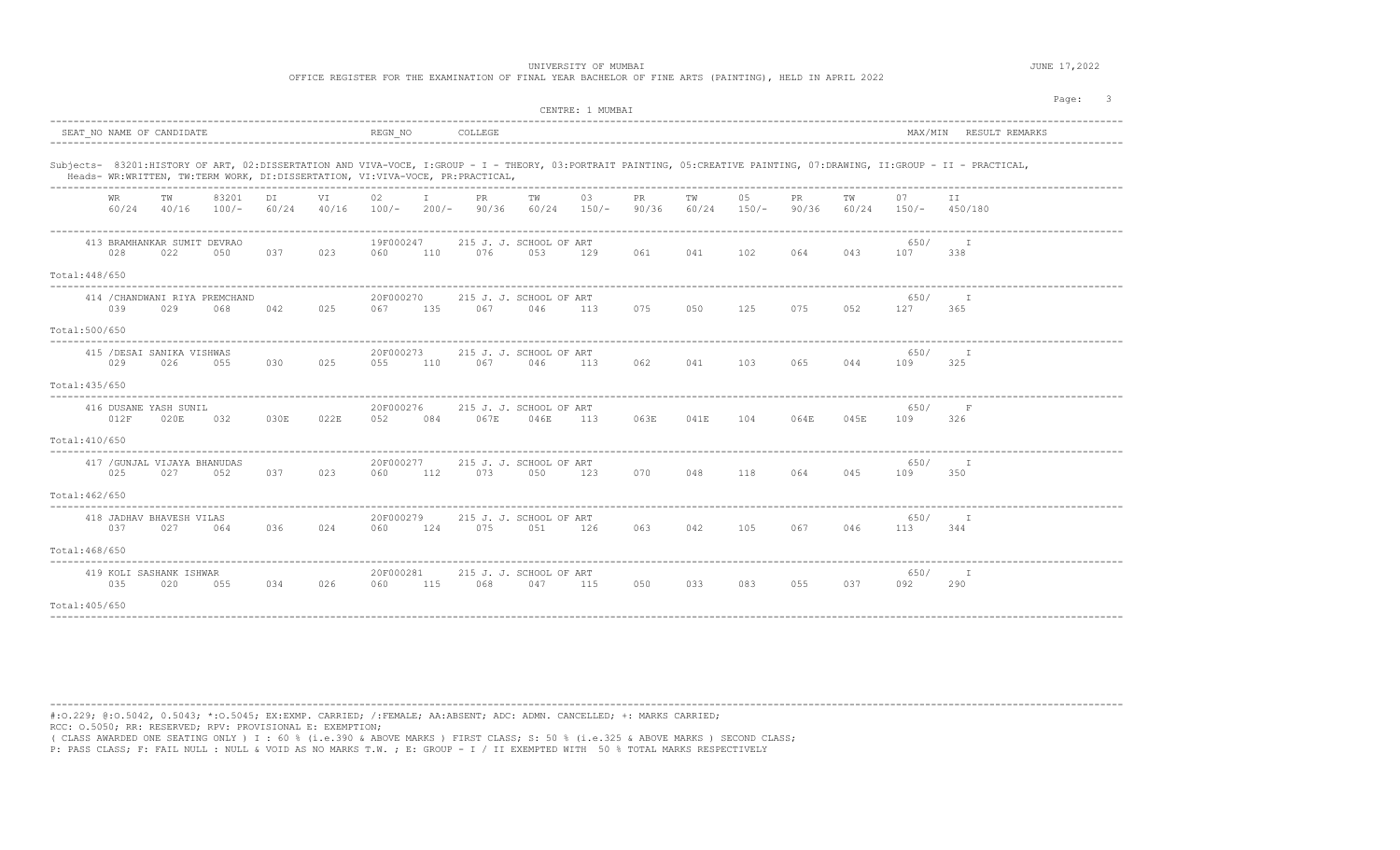UNIVERSITY OF MUMBAI

OFFICE REGISTER FOR THE EXAMINATION OF FINAL YEAR BACHELOR OF FINE ARTS (PAINTING), HELD IN APRIL 2022

JUNE 17,2022

CENTRE: 1 MUMBAI

| SEAT_NO | NAME OF CANDIDATE | REGN_NO | COLLEGE | MAX/MIN | RESULT | REMARKS |
|---|---|---|---|---|---|---|

Subjects- 83201:HISTORY OF ART, 02:DISSERTATION AND VIVA-VOCE, I:GROUP - I - THEORY, 03:PORTRAIT PAINTING, 05:CREATIVE PAINTING, 07:DRAWING, II:GROUP - II - PRACTICAL,

Heads- WR:WRITTEN, TW:TERM WORK, DI:DISSERTATION, VI:VIVA-VOCE, PR:PRACTICAL,

| WR 60/24 | TW 40/16 | 83201 100/- | DI 60/24 | VI 40/16 | 02 100/- | I 200/- | PR 90/36 | TW 60/24 | 03 150/- | PR 90/36 | TW 60/24 | 05 150/- | PR 90/36 | TW 60/24 | 07 150/- | II 450/180 |
|---|---|---|---|---|---|---|---|---|---|---|---|---|---|---|---|---|

| Seat No | Name | Regn No | College | WR | TW | 83201 | DI | VI | 02 | I | PR | TW | 03 | PR | TW | 05 | PR | TW | 07 | II | MAX/MIN | Result | Total |
|---|---|---|---|---|---|---|---|---|---|---|---|---|---|---|---|---|---|---|---|---|---|---|---|
| 413 | BRAMHANKAR SUMIT DEVRAO | 19F000247 | 215 J. J. SCHOOL OF ART | 028 | 022 | 050 | 037 | 023 | 060 | 110 | 076 | 053 | 129 | 061 | 041 | 102 | 064 | 043 | 107 | 338 | 650/ | I | 448/650 |
| 414 | /CHANDWANI RIYA PREMCHAND | 20F000270 | 215 J. J. SCHOOL OF ART | 039 | 029 | 068 | 042 | 025 | 067 | 135 | 067 | 046 | 113 | 075 | 050 | 125 | 075 | 052 | 127 | 365 | 650/ | I | 500/650 |
| 415 | /DESAI SANIKA VISHWAS | 20F000273 | 215 J. J. SCHOOL OF ART | 029 | 026 | 055 | 030 | 025 | 055 | 110 | 067 | 046 | 113 | 062 | 041 | 103 | 065 | 044 | 109 | 325 | 650/ | I | 435/650 |
| 416 | DUSANE YASH SUNIL | 20F000276 | 215 J. J. SCHOOL OF ART | 012F | 020E | 032 | 030E | 022E | 052 | 084 | 067E | 046E | 113 | 063E | 041E | 104 | 064E | 045E | 109 | 326 | 650/ | F | 410/650 |
| 417 | /GUNJAL VIJAYA BHANUDAS | 20F000277 | 215 J. J. SCHOOL OF ART | 025 | 027 | 052 | 037 | 023 | 060 | 112 | 073 | 050 | 123 | 070 | 048 | 118 | 064 | 045 | 109 | 350 | 650/ | I | 462/650 |
| 418 | JADHAV BHAVESH VILAS | 20F000279 | 215 J. J. SCHOOL OF ART | 037 | 027 | 064 | 036 | 024 | 060 | 124 | 075 | 051 | 126 | 063 | 042 | 105 | 067 | 046 | 113 | 344 | 650/ | I | 468/650 |
| 419 | KOLI SASHANK ISHWAR | 20F000281 | 215 J. J. SCHOOL OF ART | 035 | 020 | 055 | 034 | 026 | 060 | 115 | 068 | 047 | 115 | 050 | 033 | 083 | 055 | 037 | 092 | 290 | 650/ | I | 405/650 |

#:O.229; @:O.5042, 0.5043; *:O.5045; EX:EXMP. CARRIED; /:FEMALE; AA:ABSENT; ADC: ADMN. CANCELLED; +: MARKS CARRIED;
RCC: O.5050; RR: RESERVED; RPV: PROVISIONAL E: EXEMPTION;
( CLASS AWARDED ONE SEATING ONLY ) I : 60 % (i.e.390 & ABOVE MARKS ) FIRST CLASS; S: 50 % (i.e.325 & ABOVE MARKS ) SECOND CLASS;
P: PASS CLASS; F: FAIL NULL : NULL & VOID AS NO MARKS T.W. ; E: GROUP - I / II EXEMPTED WITH 50 % TOTAL MARKS RESPECTIVELY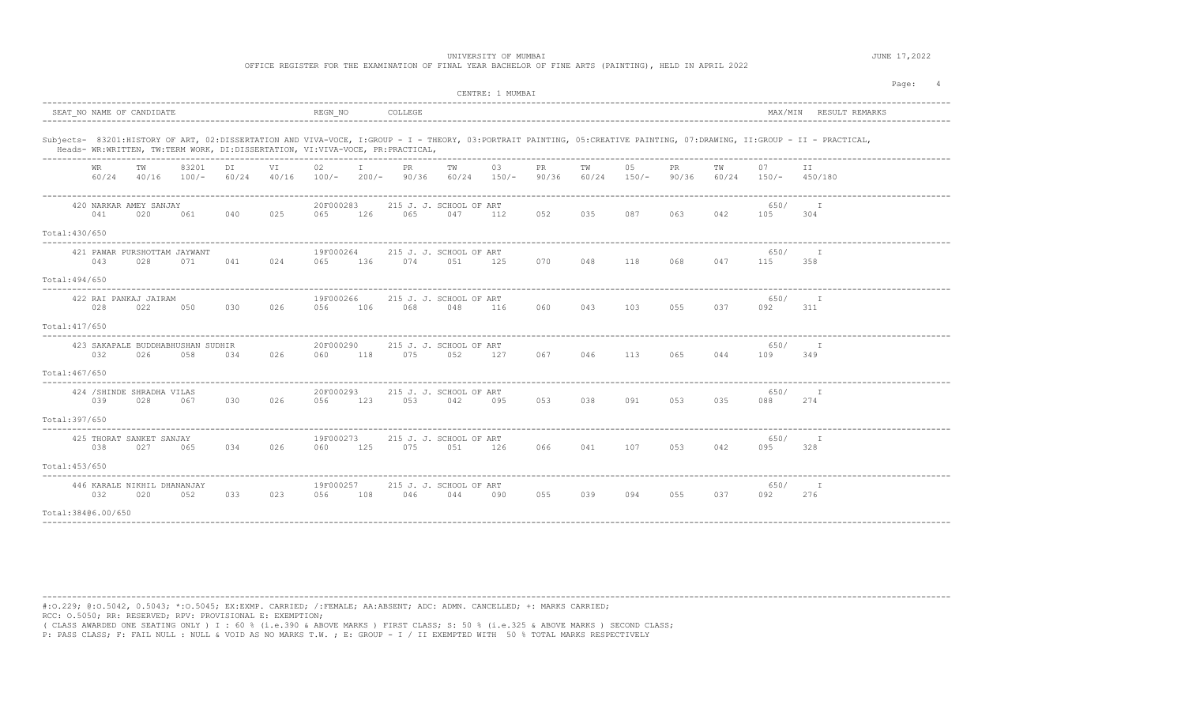UNIVERSITY OF MUMBAI

OFFICE REGISTER FOR THE EXAMINATION OF FINAL YEAR BACHELOR OF FINE ARTS (PAINTING), HELD IN APRIL 2022

JUNE 17,2022

CENTRE: 1 MUMBAI

Subjects- 83201:HISTORY OF ART, 02:DISSERTATION AND VIVA-VOCE, I:GROUP - I - THEORY, 03:PORTRAIT PAINTING, 05:CREATIVE PAINTING, 07:DRAWING, II:GROUP - II - PRACTICAL,
Heads- WR:WRITTEN, TW:TERM WORK, DI:DISSERTATION, VI:VIVA-VOCE, PR:PRACTICAL,

| SEAT_NO | NAME OF CANDIDATE | REGN_NO | COLLEGE | WR 60/24 | TW 40/16 | 83201 100/- | DI 60/24 | VI 40/16 | 02 100/- | I 200/- | PR 90/36 | TW 60/24 | 03 150/- | PR 90/36 | TW 60/24 | 05 150/- | PR 90/36 | TW 60/24 | 07 150/- | II 450/180 | MAX/MIN | RESULT | REMARKS | Total |
|---|---|---|---|---|---|---|---|---|---|---|---|---|---|---|---|---|---|---|---|---|---|---|---|---|
| 420 | NARKAR AMEY SANJAY | 20F000283 | 215 J. J. SCHOOL OF ART | 041 | 020 | 061 | 040 | 025 | 065 | 126 | 065 | 047 | 112 | 052 | 035 | 087 | 063 | 042 | 105 | 304 | 650/ | I | | 430/650 |
| 421 | PAWAR PURSHOTTAM JAYWANT | 19F000264 | 215 J. J. SCHOOL OF ART | 043 | 028 | 071 | 041 | 024 | 065 | 136 | 074 | 051 | 125 | 070 | 048 | 118 | 068 | 047 | 115 | 358 | 650/ | I | | 494/650 |
| 422 | RAI PANKAJ JAIRAM | 19F000266 | 215 J. J. SCHOOL OF ART | 028 | 022 | 050 | 030 | 026 | 056 | 106 | 068 | 048 | 116 | 060 | 043 | 103 | 055 | 037 | 092 | 311 | 650/ | I | | 417/650 |
| 423 | SAKAPALE BUDDHABHUSHAN SUDHIR | 20F000290 | 215 J. J. SCHOOL OF ART | 032 | 026 | 058 | 034 | 026 | 060 | 118 | 075 | 052 | 127 | 067 | 046 | 113 | 065 | 044 | 109 | 349 | 650/ | I | | 467/650 |
| 424 | /SHINDE SHRADHA VILAS | 20F000293 | 215 J. J. SCHOOL OF ART | 039 | 028 | 067 | 030 | 026 | 056 | 123 | 053 | 042 | 095 | 053 | 038 | 091 | 053 | 035 | 088 | 274 | 650/ | I | | 397/650 |
| 425 | THORAT SANKET SANJAY | 19F000273 | 215 J. J. SCHOOL OF ART | 038 | 027 | 065 | 034 | 026 | 060 | 125 | 075 | 051 | 126 | 066 | 041 | 107 | 053 | 042 | 095 | 328 | 650/ | I | | 453/650 |
| 446 | KARALE NIKHIL DHANANJAY | 19F000257 | 215 J. J. SCHOOL OF ART | 032 | 020 | 052 | 033 | 023 | 056 | 108 | 046 | 044 | 090 | 055 | 039 | 094 | 055 | 037 | 092 | 276 | 650/ | I | | 384@6.00/650 |

#:O.229; @:O.5042, 0.5043; *:O.5045; EX:EXMP. CARRIED; /:FEMALE; AA:ABSENT; ADC: ADMN. CANCELLED; +: MARKS CARRIED;
RCC: O.5050; RR: RESERVED; RPV: PROVISIONAL E: EXEMPTION;
( CLASS AWARDED ONE SEATING ONLY ) I : 60 % (i.e.390 & ABOVE MARKS ) FIRST CLASS; S: 50 % (i.e.325 & ABOVE MARKS ) SECOND CLASS;
P: PASS CLASS; F: FAIL NULL : NULL & VOID AS NO MARKS T.W. ; E: GROUP - I / II EXEMPTED WITH 50 % TOTAL MARKS RESPECTIVELY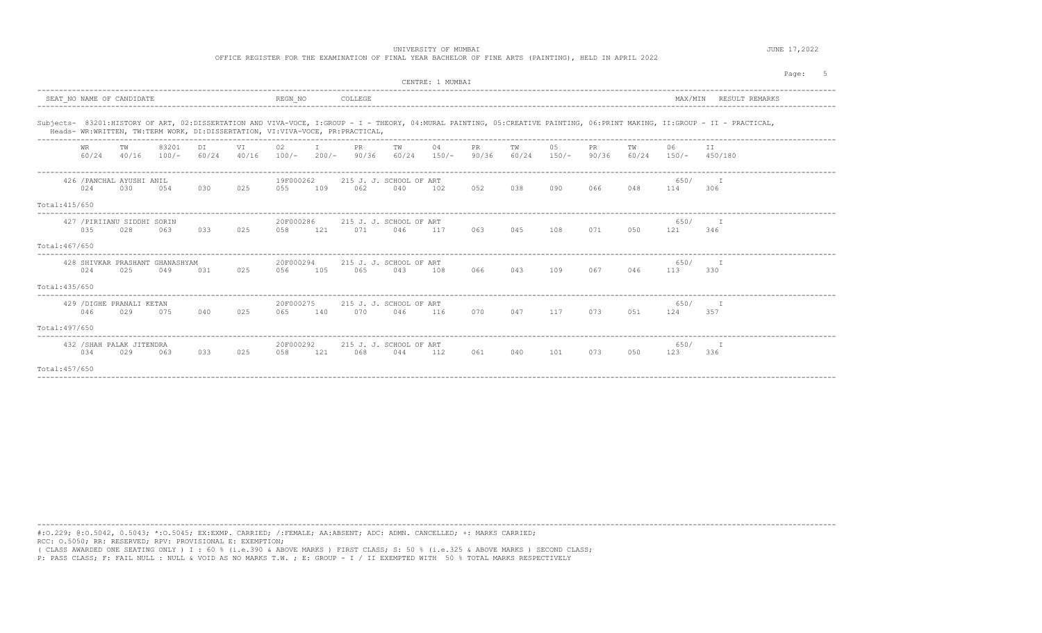UNIVERSITY OF MUMBAI

OFFICE REGISTER FOR THE EXAMINATION OF FINAL YEAR BACHELOR OF FINE ARTS (PAINTING), HELD IN APRIL 2022

JUNE 17,2022

CENTRE: 1 MUMBAI

| SEAT_NO | NAME OF CANDIDATE | REGN_NO | COLLEGE | MAX/MIN | RESULT | REMARKS |
|---|---|---|---|---|---|---|

Subjects- 83201:HISTORY OF ART, 02:DISSERTATION AND VIVA-VOCE, I:GROUP - I - THEORY, 04:MURAL PAINTING, 05:CREATIVE PAINTING, 06:PRINT MAKING, II:GROUP - II - PRACTICAL,
Heads- WR:WRITTEN, TW:TERM WORK, DI:DISSERTATION, VI:VIVA-VOCE, PR:PRACTICAL,

| Seat No / Name | Regn No | College | WR 60/24 | TW 40/16 | 83201 100/- | DI 60/24 | VI 40/16 | 02 100/- | I 200/- | PR 90/36 | TW 60/24 | 04 150/- | PR 90/36 | TW 60/24 | 05 150/- | PR 90/36 | TW 60/24 | 06 150/- | II 450/180 | MAX/MIN | RESULT | Total |
|---|---|---|---|---|---|---|---|---|---|---|---|---|---|---|---|---|---|---|---|---|---|---|
| 426 /PANCHAL AYUSHI ANIL | 19F000262 | 215 J. J. SCHOOL OF ART | 024 | 030 | 054 | 030 | 025 | 055 | 109 | 062 | 040 | 102 | 052 | 038 | 090 | 066 | 048 | 114 | 306 | 650/ | I | 415/650 |
| 427 /PIRIIANU SIDDHI SORIN | 20F000286 | 215 J. J. SCHOOL OF ART | 035 | 028 | 063 | 033 | 025 | 058 | 121 | 071 | 046 | 117 | 063 | 045 | 108 | 071 | 050 | 121 | 346 | 650/ | I | 467/650 |
| 428 SHIVKAR PRASHANT GHANASHYAM | 20F000294 | 215 J. J. SCHOOL OF ART | 024 | 025 | 049 | 031 | 025 | 056 | 105 | 065 | 043 | 108 | 066 | 043 | 109 | 067 | 046 | 113 | 330 | 650/ | I | 435/650 |
| 429 /DIGHE PRANALI KETAN | 20F000275 | 215 J. J. SCHOOL OF ART | 046 | 029 | 075 | 040 | 025 | 065 | 140 | 070 | 046 | 116 | 070 | 047 | 117 | 073 | 051 | 124 | 357 | 650/ | I | 497/650 |
| 432 /SHAH PALAK JITENDRA | 20F000292 | 215 J. J. SCHOOL OF ART | 034 | 029 | 063 | 033 | 025 | 058 | 121 | 068 | 044 | 112 | 061 | 040 | 101 | 073 | 050 | 123 | 336 | 650/ | I | 457/650 |

#:O.229; @:O.5042, 0.5043; *:O.5045; EX:EXMP. CARRIED; /:FEMALE; AA:ABSENT; ADC: ADMN. CANCELLED; +: MARKS CARRIED;
RCC: O.5050; RR: RESERVED; RPV: PROVISIONAL E: EXEMPTION;
( CLASS AWARDED ONE SEATING ONLY ) I : 60 % (i.e.390 & ABOVE MARKS ) FIRST CLASS; S: 50 % (i.e.325 & ABOVE MARKS ) SECOND CLASS;
P: PASS CLASS; F: FAIL NULL : NULL & VOID AS NO MARKS T.W. ; E: GROUP - I / II EXEMPTED WITH 50 % TOTAL MARKS RESPECTIVELY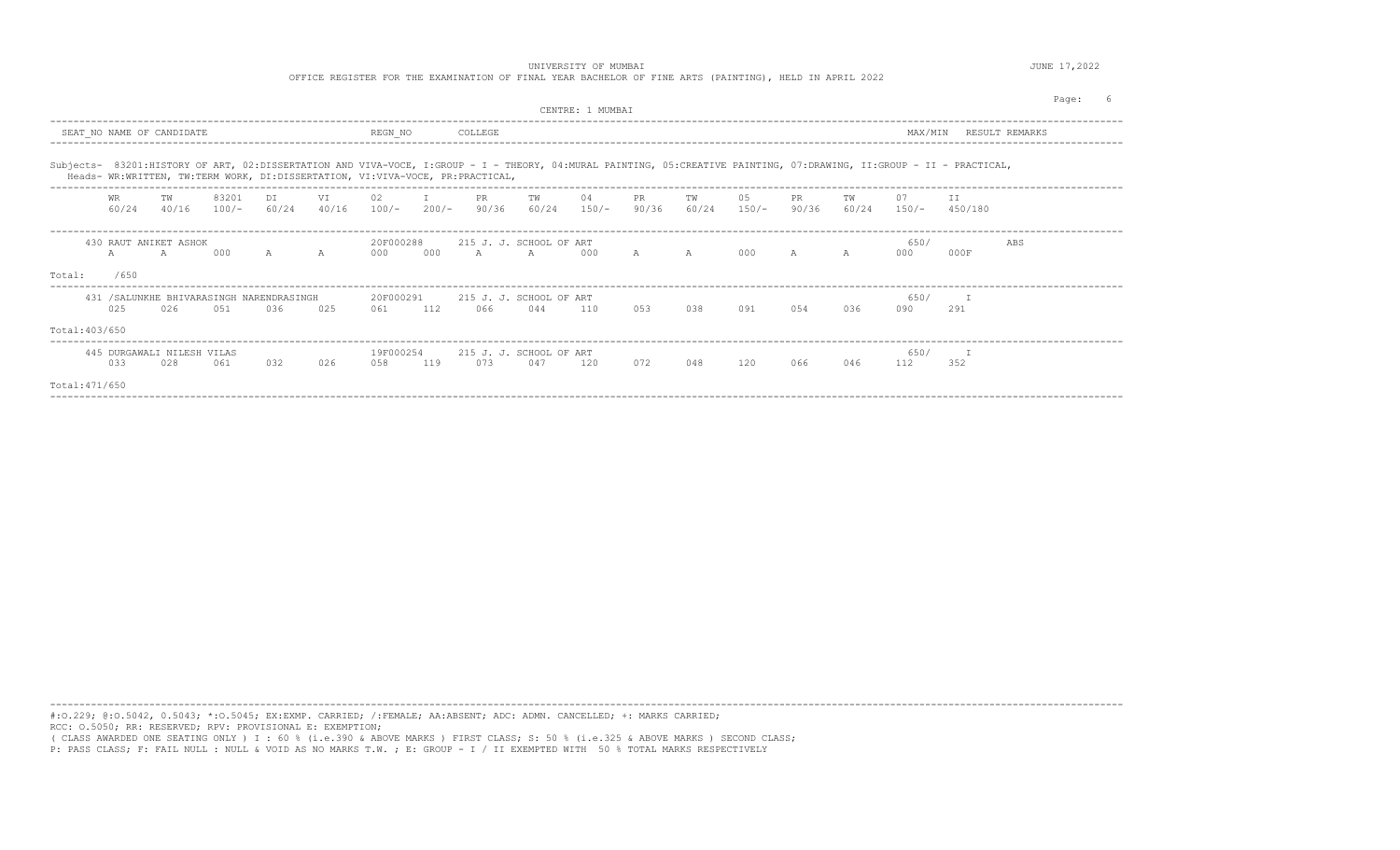UNIVERSITY OF MUMBAI

OFFICE REGISTER FOR THE EXAMINATION OF FINAL YEAR BACHELOR OF FINE ARTS (PAINTING), HELD IN APRIL 2022

JUNE 17,2022

CENTRE: 1 MUMBAI

| SEAT_NO | NAME OF CANDIDATE | REGN_NO | COLLEGE | MAX/MIN | RESULT | REMARKS |
|---|---|---|---|---|---|---|

Subjects- 83201:HISTORY OF ART, 02:DISSERTATION AND VIVA-VOCE, I:GROUP - I - THEORY, 04:MURAL PAINTING, 05:CREATIVE PAINTING, 07:DRAWING, II:GROUP - II - PRACTICAL,
Heads- WR:WRITTEN, TW:TERM WORK, DI:DISSERTATION, VI:VIVA-VOCE, PR:PRACTICAL,

| WR 60/24 | TW 40/16 | 83201 100/- | DI 60/24 | VI 40/16 | 02 100/- | I 200/- | PR 90/36 | TW 60/24 | 04 150/- | PR 90/36 | TW 60/24 | 05 150/- | PR 90/36 | TW 60/24 | 07 150/- | II 450/180 |
|---|---|---|---|---|---|---|---|---|---|---|---|---|---|---|---|---|

**430 RAUT ANIKET ASHOK** — 20F000288 — 215 J. J. SCHOOL OF ART — 650/ — ABS

| A | A | 000 | A | A | 000 | 000 | A | A | 000 | A | A | 000 | A | A | 000 | 000F |
|---|---|---|---|---|---|---|---|---|---|---|---|---|---|---|---|---|

Total: /650

**431 /SALUNKHE BHIVARASINGH NARENDRASINGH** — 20F000291 — 215 J. J. SCHOOL OF ART — 650/ — I

| 025 | 026 | 051 | 036 | 025 | 061 | 112 | 066 | 044 | 110 | 053 | 038 | 091 | 054 | 036 | 090 | 291 |
|---|---|---|---|---|---|---|---|---|---|---|---|---|---|---|---|---|

Total:403/650

**445 DURGAWALI NILESH VILAS** — 19F000254 — 215 J. J. SCHOOL OF ART — 650/ — I

| 033 | 028 | 061 | 032 | 026 | 058 | 119 | 073 | 047 | 120 | 072 | 048 | 120 | 066 | 046 | 112 | 352 |
|---|---|---|---|---|---|---|---|---|---|---|---|---|---|---|---|---|

Total:471/650

#:O.229; @:O.5042, 0.5043; *:O.5045; EX:EXMP. CARRIED; /:FEMALE; AA:ABSENT; ADC: ADMN. CANCELLED; +: MARKS CARRIED;
RCC: O.5050; RR: RESERVED; RPV: PROVISIONAL E: EXEMPTION;
( CLASS AWARDED ONE SEATING ONLY ) I : 60 % (i.e.390 & ABOVE MARKS ) FIRST CLASS; S: 50 % (i.e.325 & ABOVE MARKS ) SECOND CLASS;
P: PASS CLASS; F: FAIL NULL : NULL & VOID AS NO MARKS T.W. ; E: GROUP - I / II EXEMPTED WITH 50 % TOTAL MARKS RESPECTIVELY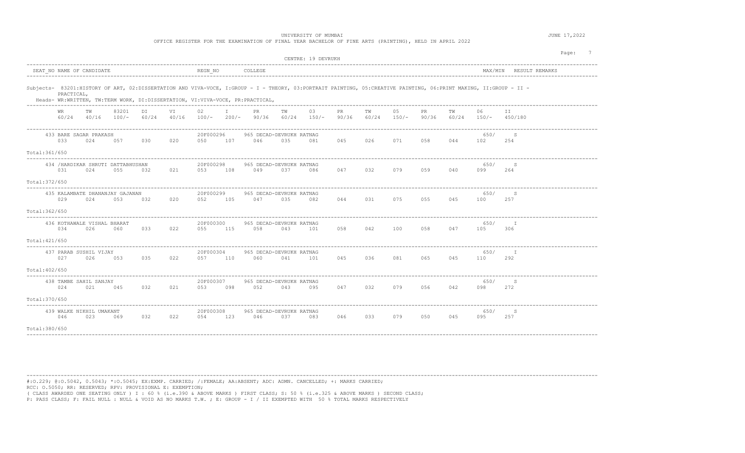UNIVERSITY OF MUMBAI

OFFICE REGISTER FOR THE EXAMINATION OF FINAL YEAR BACHELOR OF FINE ARTS (PAINTING), HELD IN APRIL 2022

JUNE 17,2022

CENTRE: 19 DEVRUKH

Subjects- 83201:HISTORY OF ART, 02:DISSERTATION AND VIVA-VOCE, I:GROUP - I - THEORY, 03:PORTRAIT PAINTING, 05:CREATIVE PAINTING, 06:PRINT MAKING, II:GROUP - II - PRACTICAL,

Heads- WR:WRITTEN, TW:TERM WORK, DI:DISSERTATION, VI:VIVA-VOCE, PR:PRACTICAL,

| SEAT_NO | NAME OF CANDIDATE | REGN_NO | COLLEGE | MAX/MIN | RESULT | REMARKS |
|---|---|---|---|---|---|---|
| 433 | BARE SAGAR PRAKASH | 20F000296 | 965 DECAD-DEVRUKH RATNAG | 650/ | S | |
| 434 | /HARDIKAR SHRUTI DATTABHUSHAN | 20F000298 | 965 DECAD-DEVRUKH RATNAG | 650/ | S | |
| 435 | KALAMBATE DHANANJAY GAJANAN | 20F000299 | 965 DECAD-DEVRUKH RATNAG | 650/ | S | |
| 436 | KOTHAWALE VISHAL BHARAT | 20F000300 | 965 DECAD-DEVRUKH RATNAG | 650/ | I | |
| 437 | PARAB SUSHIL VIJAY | 20F000304 | 965 DECAD-DEVRUKH RATNAG | 650/ | I | |
| 438 | TAMBE SAHIL SANJAY | 20F000307 | 965 DECAD-DEVRUKH RATNAG | 650/ | S | |
| 439 | WALKE NIKHIL UMAKANT | 20F000308 | 965 DECAD-DEVRUKH RATNAG | 650/ | S | |

| SEAT_NO | WR 60/24 | TW 40/16 | 83201 100/- | DI 60/24 | VI 40/16 | 02 100/- | I 200/- | PR 90/36 | TW 60/24 | 03 150/- | PR 90/36 | TW 60/24 | 05 150/- | PR 90/36 | TW 60/24 | 06 150/- | II 450/180 | Total |
|---|---|---|---|---|---|---|---|---|---|---|---|---|---|---|---|---|---|---|
| 433 | 033 | 024 | 057 | 030 | 020 | 050 | 107 | 046 | 035 | 081 | 045 | 026 | 071 | 058 | 044 | 102 | 254 | 361/650 |
| 434 | 031 | 024 | 055 | 032 | 021 | 053 | 108 | 049 | 037 | 086 | 047 | 032 | 079 | 059 | 040 | 099 | 264 | 372/650 |
| 435 | 029 | 024 | 053 | 032 | 020 | 052 | 105 | 047 | 035 | 082 | 044 | 031 | 075 | 055 | 045 | 100 | 257 | 362/650 |
| 436 | 034 | 026 | 060 | 033 | 022 | 055 | 115 | 058 | 043 | 101 | 058 | 042 | 100 | 058 | 047 | 105 | 306 | 421/650 |
| 437 | 027 | 026 | 053 | 035 | 022 | 057 | 110 | 060 | 041 | 101 | 045 | 036 | 081 | 065 | 045 | 110 | 292 | 402/650 |
| 438 | 024 | 021 | 045 | 032 | 021 | 053 | 098 | 052 | 043 | 095 | 047 | 032 | 079 | 056 | 042 | 098 | 272 | 370/650 |
| 439 | 046 | 023 | 069 | 032 | 022 | 054 | 123 | 046 | 037 | 083 | 046 | 033 | 079 | 050 | 045 | 095 | 257 | 380/650 |

#:O.229; @:O.5042, 0.5043; *:O.5045; EX:EXMP. CARRIED; /:FEMALE; AA:ABSENT; ADC: ADMN. CANCELLED; +: MARKS CARRIED;
RCC: O.5050; RR: RESERVED; RPV: PROVISIONAL E: EXEMPTION;
( CLASS AWARDED ONE SEATING ONLY ) I : 60 % (i.e.390 & ABOVE MARKS ) FIRST CLASS; S: 50 % (i.e.325 & ABOVE MARKS ) SECOND CLASS;
P: PASS CLASS; F: FAIL NULL : NULL & VOID AS NO MARKS T.W. ; E: GROUP - I / II EXEMPTED WITH 50 % TOTAL MARKS RESPECTIVELY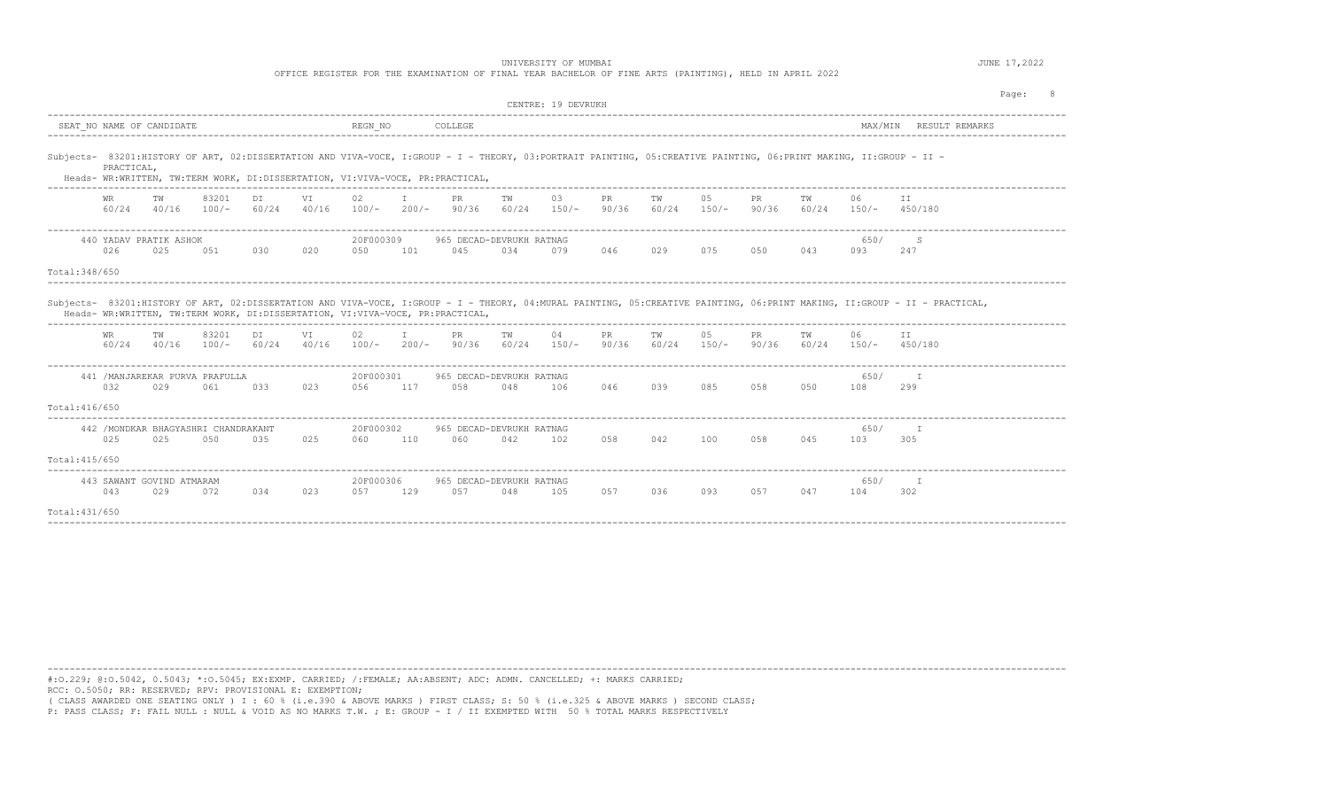UNIVERSITY OF MUMBAI

OFFICE REGISTER FOR THE EXAMINATION OF FINAL YEAR BACHELOR OF FINE ARTS (PAINTING), HELD IN APRIL 2022

JUNE 17,2022

CENTRE: 19 DEVRUKH

| SEAT_NO | NAME OF CANDIDATE | REGN_NO | COLLEGE | MAX/MIN | RESULT | REMARKS |
|---|---|---|---|---|---|---|

Subjects- 83201:HISTORY OF ART, 02:DISSERTATION AND VIVA-VOCE, I:GROUP - I - THEORY, 03:PORTRAIT PAINTING, 05:CREATIVE PAINTING, 06:PRINT MAKING, II:GROUP - II - PRACTICAL,

Heads- WR:WRITTEN, TW:TERM WORK, DI:DISSERTATION, VI:VIVA-VOCE, PR:PRACTICAL,

| | WR | TW | 83201 | DI | VI | 02 | I | PR | TW | 03 | PR | TW | 05 | PR | TW | 06 | II |
|---|---|---|---|---|---|---|---|---|---|---|---|---|---|---|---|---|---|
| | 60/24 | 40/16 | 100/- | 60/24 | 40/16 | 100/- | 200/- | 90/36 | 60/24 | 150/- | 90/36 | 60/24 | 150/- | 90/36 | 60/24 | 150/- | 450/180 |
| 440 YADAV PRATIK ASHOK — 20F000309 — 965 DECAD-DEVRUKH RATNAG — 650/ — S | 026 | 025 | 051 | 030 | 020 | 050 | 101 | 045 | 034 | 079 | 046 | 029 | 075 | 050 | 043 | 093 | 247 |

Total:348/650

Subjects- 83201:HISTORY OF ART, 02:DISSERTATION AND VIVA-VOCE, I:GROUP - I - THEORY, 04:MURAL PAINTING, 05:CREATIVE PAINTING, 06:PRINT MAKING, II:GROUP - II - PRACTICAL,

Heads- WR:WRITTEN, TW:TERM WORK, DI:DISSERTATION, VI:VIVA-VOCE, PR:PRACTICAL,

| | WR | TW | 83201 | DI | VI | 02 | I | PR | TW | 04 | PR | TW | 05 | PR | TW | 06 | II |
|---|---|---|---|---|---|---|---|---|---|---|---|---|---|---|---|---|---|
| | 60/24 | 40/16 | 100/- | 60/24 | 40/16 | 100/- | 200/- | 90/36 | 60/24 | 150/- | 90/36 | 60/24 | 150/- | 90/36 | 60/24 | 150/- | 450/180 |
| 441 /MANJAREKAR PURVA PRAFULLA — 20F000301 — 965 DECAD-DEVRUKH RATNAG — 650/ — I | 032 | 029 | 061 | 033 | 023 | 056 | 117 | 058 | 048 | 106 | 046 | 039 | 085 | 058 | 050 | 108 | 299 |
| Total:416/650 | | | | | | | | | | | | | | | | | |
| 442 /MONDKAR BHAGYASHRI CHANDRAKANT — 20F000302 — 965 DECAD-DEVRUKH RATNAG — 650/ — I | 025 | 025 | 050 | 035 | 025 | 060 | 110 | 060 | 042 | 102 | 058 | 042 | 100 | 058 | 045 | 103 | 305 |
| Total:415/650 | | | | | | | | | | | | | | | | | |
| 443 SAWANT GOVIND ATMARAM — 20F000306 — 965 DECAD-DEVRUKH RATNAG — 650/ — I | 043 | 029 | 072 | 034 | 023 | 057 | 129 | 057 | 048 | 105 | 057 | 036 | 093 | 057 | 047 | 104 | 302 |
| Total:431/650 | | | | | | | | | | | | | | | | | |

#:O.229; @:O.5042, 0.5043; *:O.5045; EX:EXMP. CARRIED; /:FEMALE; AA:ABSENT; ADC: ADMN. CANCELLED; +: MARKS CARRIED;
RCC: O.5050; RR: RESERVED; RPV: PROVISIONAL E: EXEMPTION;
( CLASS AWARDED ONE SEATING ONLY ) I : 60 % (i.e.390 & ABOVE MARKS ) FIRST CLASS; S: 50 % (i.e.325 & ABOVE MARKS ) SECOND CLASS;
P: PASS CLASS; F: FAIL NULL : NULL & VOID AS NO MARKS T.W. ; E: GROUP - I / II EXEMPTED WITH 50 % TOTAL MARKS RESPECTIVELY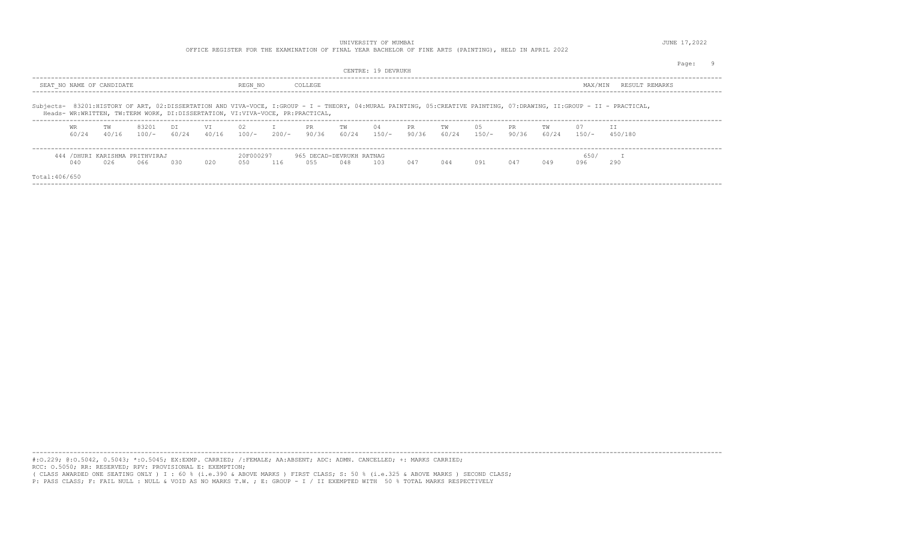UNIVERSITY OF MUMBAI

OFFICE REGISTER FOR THE EXAMINATION OF FINAL YEAR BACHELOR OF FINE ARTS (PAINTING), HELD IN APRIL 2022

JUNE 17,2022

CENTRE: 19 DEVRUKH

| SEAT_NO | NAME OF CANDIDATE | REGN_NO | COLLEGE | MAX/MIN | RESULT | REMARKS |
|---|---|---|---|---|---|---|

Subjects- 83201:HISTORY OF ART, 02:DISSERTATION AND VIVA-VOCE, I:GROUP - I - THEORY, 04:MURAL PAINTING, 05:CREATIVE PAINTING, 07:DRAWING, II:GROUP - II - PRACTICAL,
Heads- WR:WRITTEN, TW:TERM WORK, DI:DISSERTATION, VI:VIVA-VOCE, PR:PRACTICAL,

| WR 60/24 | TW 40/16 | 83201 100/- | DI 60/24 | VI 40/16 | 02 100/- | I 200/- | PR 90/36 | TW 60/24 | 04 150/- | PR 90/36 | TW 60/24 | 05 150/- | PR 90/36 | TW 60/24 | 07 150/- | II 450/180 |
|---|---|---|---|---|---|---|---|---|---|---|---|---|---|---|---|---|

444 /DHURI KARISHMA PRITHVIRAJ &nbsp;&nbsp; 20F000297 &nbsp;&nbsp; 965 DECAD-DEVRUKH RATNAG &nbsp;&nbsp; 650/ &nbsp;&nbsp; I

| | | | | | | | | | | | | | | | | |
|---|---|---|---|---|---|---|---|---|---|---|---|---|---|---|---|---|
| 040 | 026 | 066 | 030 | 020 | 050 | 116 | 055 | 048 | 103 | 047 | 044 | 091 | 047 | 049 | 096 | 290 |

Total:406/650

#:O.229; @:O.5042, 0.5043; *:O.5045; EX:EXMP. CARRIED; /:FEMALE; AA:ABSENT; ADC: ADMN. CANCELLED; +: MARKS CARRIED;
RCC: O.5050; RR: RESERVED; RPV: PROVISIONAL E: EXEMPTION;
( CLASS AWARDED ONE SEATING ONLY ) I : 60 % (i.e.390 & ABOVE MARKS ) FIRST CLASS; S: 50 % (i.e.325 & ABOVE MARKS ) SECOND CLASS;
P: PASS CLASS; F: FAIL NULL : NULL & VOID AS NO MARKS T.W. ; E: GROUP - I / II EXEMPTED WITH 50 % TOTAL MARKS RESPECTIVELY